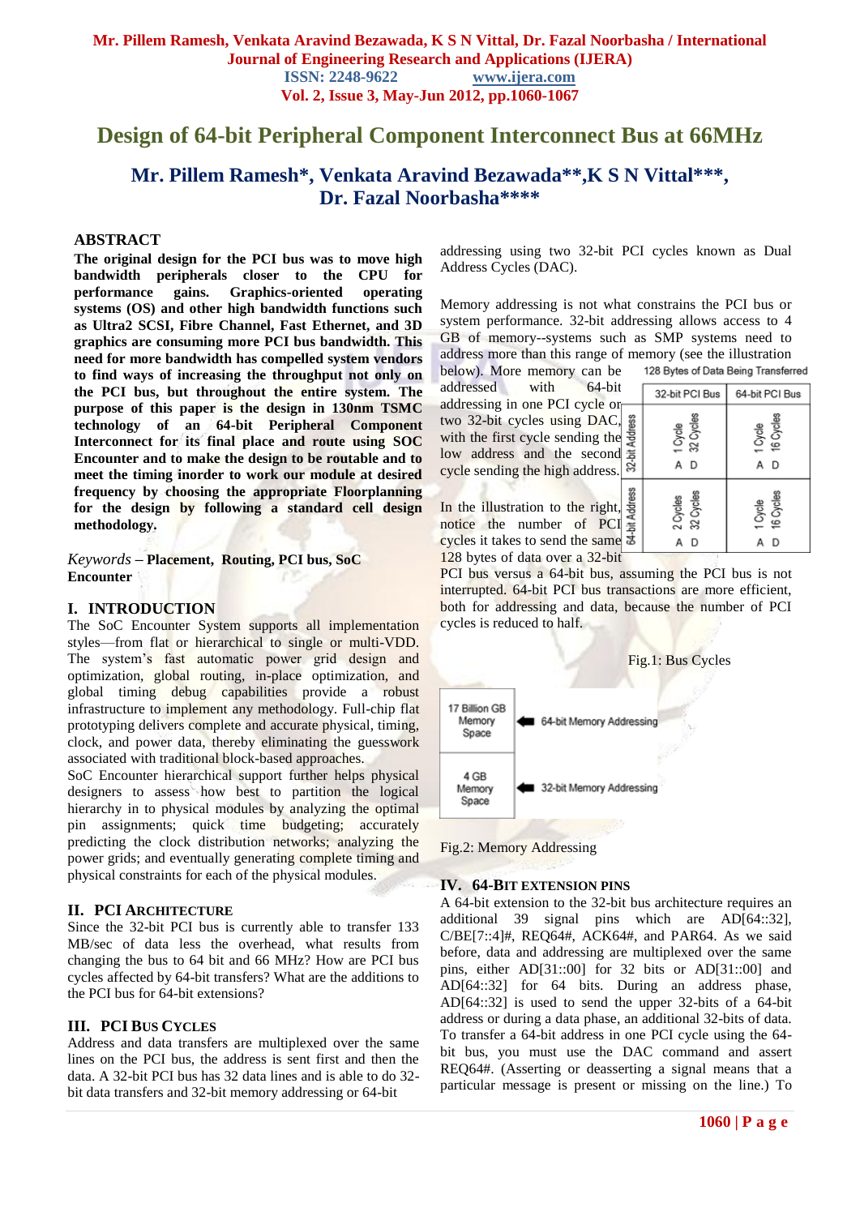# Design of 64-bit Peripheral Component Interconnect Bus at 66MHz

## Mr. Pillem Ramesh*, Venkata Aravind Bezawada**,K S N Vittal***, Dr. Fazal Noorbasha****

### ABSTRACT

**The original design for the PCI bus was to move high bandwidth peripherals closer to the CPU for performance gains. Graphics-oriented operating systems (OS) and other high bandwidth functions such as Ultra2 SCSI, Fibre Channel, Fast Ethernet, and 3D graphics are consuming more PCI bus bandwidth. This need for more bandwidth has compelled system vendors to find ways of increasing the throughput not only on the PCI bus, but throughout the entire system. The purpose of this paper is the design in 130nm TSMC technology of an 64-bit Peripheral Component Interconnect for its final place and route using SOC Encounter and to make the design to be routable and to meet the timing inorder to work our module at desired frequency by choosing the appropriate Floorplanning for the design by following a standard cell design methodology.**

*Keywords* – **Placement, Routing, PCI bus, SoC Encounter**

### I. INTRODUCTION

The SoC Encounter System supports all implementation styles—from flat or hierarchical to single or multi-VDD. The system's fast automatic power grid design and optimization, global routing, in-place optimization, and global timing debug capabilities provide a robust infrastructure to implement any methodology. Full-chip flat prototyping delivers complete and accurate physical, timing, clock, and power data, thereby eliminating the guesswork associated with traditional block-based approaches.

SoC Encounter hierarchical support further helps physical designers to assess how best to partition the logical hierarchy in to physical modules by analyzing the optimal pin assignments; quick time budgeting; accurately predicting the clock distribution networks; analyzing the power grids; and eventually generating complete timing and physical constraints for each of the physical modules.

### II. PCI ARCHITECTURE

Since the 32-bit PCI bus is currently able to transfer 133 MB/sec of data less the overhead, what results from changing the bus to 64 bit and 66 MHz? How are PCI bus cycles affected by 64-bit transfers? What are the additions to the PCI bus for 64-bit extensions?

### III. PCI BUS CYCLES

Address and data transfers are multiplexed over the same lines on the PCI bus, the address is sent first and then the data. A 32-bit PCI bus has 32 data lines and is able to do 32-bit data transfers and 32-bit memory addressing or 64-bit addressing using two 32-bit PCI cycles known as Dual Address Cycles (DAC).

Memory addressing is not what constrains the PCI bus or system performance. 32-bit addressing allows access to 4 GB of memory--systems such as SMP systems need to address more than this range of memory (see the illustration below). More memory can be addressed with 64-bit addressing in one PCI cycle or two 32-bit cycles using DAC, with the first cycle sending the low address and the second cycle sending the high address.

In the illustration to the right, notice the number of PCI cycles it takes to send the same 128 bytes of data over a 32-bit PCI bus versus a 64-bit bus, assuming the PCI bus is not interrupted. 64-bit PCI bus transactions are more efficient, both for addressing and data, because the number of PCI cycles is reduced to half.

128 Bytes of Data Being Transferred

| | 32-bit PCI Bus | 64-bit PCI Bus |
|---|---|---|
| 32-bit Address | A: 1 Cycle, D: 32 Cycles | A: 1 Cycle, D: 16 Cycles |
| 64-bit Address | A: 2 Cycles, D: 32 Cycles | A: 1 Cycle, D: 16 Cycles |

Fig.1: Bus Cycles

| Memory Space | Addressing |
|---|---|
| 17 Billion GB Memory Space | 64-bit Memory Addressing |
| 4 GB Memory Space | 32-bit Memory Addressing |

Fig.2: Memory Addressing

### IV. 64-BIT EXTENSION PINS

A 64-bit extension to the 32-bit bus architecture requires an additional 39 signal pins which are AD[64::32], C/BE[7::4]#, REQ64#, ACK64#, and PAR64. As we said before, data and addressing are multiplexed over the same pins, either AD[31::00] for 32 bits or AD[31::00] and AD[64::32] for 64 bits. During an address phase, AD[64::32] is used to send the upper 32-bits of a 64-bit address or during a data phase, an additional 32-bits of data. To transfer a 64-bit address in one PCI cycle using the 64-bit bus, you must use the DAC command and assert REQ64#. (Asserting or deasserting a signal means that a particular message is present or missing on the line.) To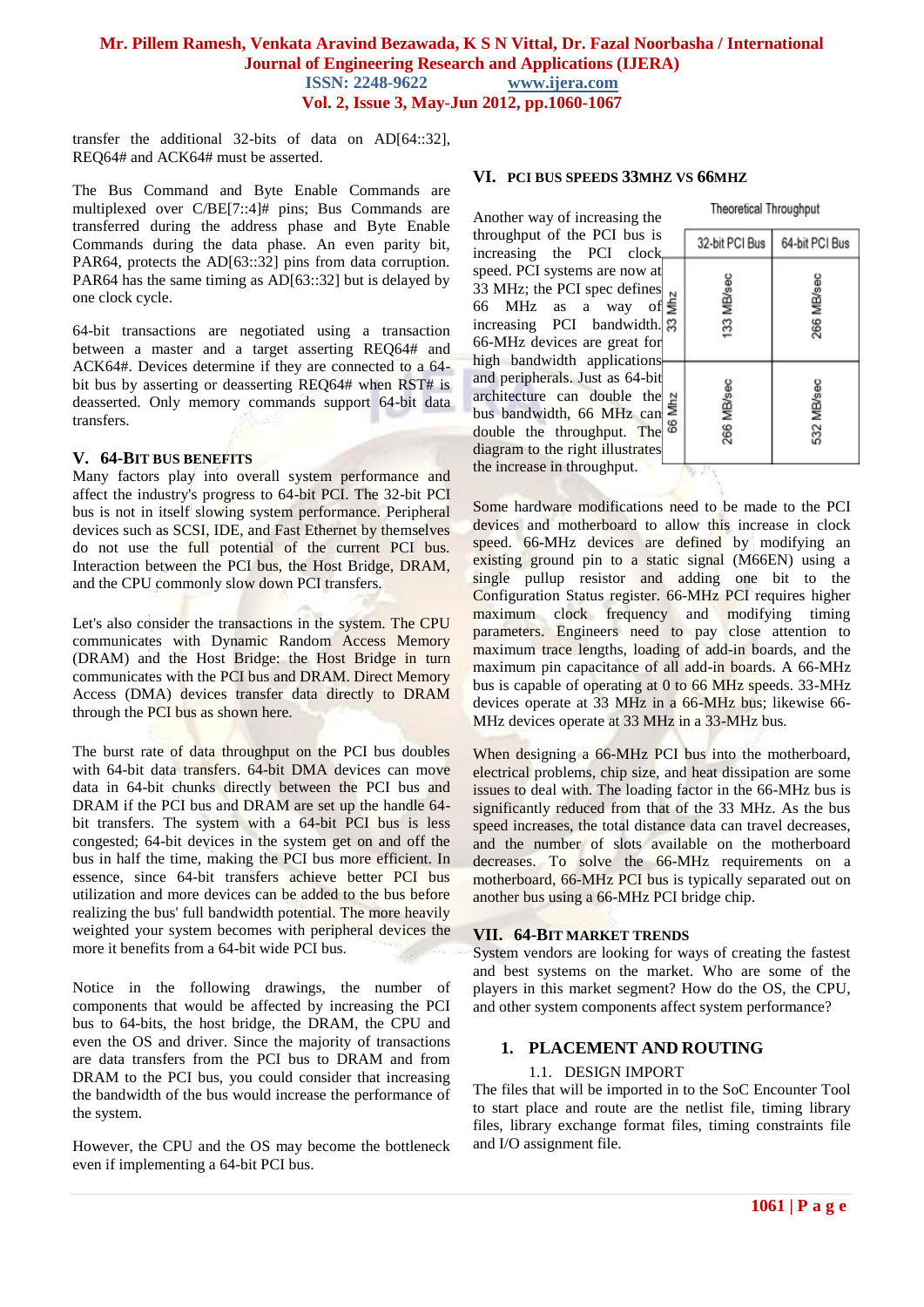transfer the additional 32-bits of data on AD[64::32], REQ64# and ACK64# must be asserted.

The Bus Command and Byte Enable Commands are multiplexed over C/BE[7::4]# pins; Bus Commands are transferred during the address phase and Byte Enable Commands during the data phase. An even parity bit, PAR64, protects the AD[63::32] pins from data corruption. PAR64 has the same timing as AD[63::32] but is delayed by one clock cycle.

64-bit transactions are negotiated using a transaction between a master and a target asserting REQ64# and ACK64#. Devices determine if they are connected to a 64-bit bus by asserting or deasserting REQ64# when RST# is deasserted. Only memory commands support 64-bit data transfers.

## V. 64-BIT BUS BENEFITS

Many factors play into overall system performance and affect the industry's progress to 64-bit PCI. The 32-bit PCI bus is not in itself slowing system performance. Peripheral devices such as SCSI, IDE, and Fast Ethernet by themselves do not use the full potential of the current PCI bus. Interaction between the PCI bus, the Host Bridge, DRAM, and the CPU commonly slow down PCI transfers.

Let's also consider the transactions in the system. The CPU communicates with Dynamic Random Access Memory (DRAM) and the Host Bridge: the Host Bridge in turn communicates with the PCI bus and DRAM. Direct Memory Access (DMA) devices transfer data directly to DRAM through the PCI bus as shown here.

The burst rate of data throughput on the PCI bus doubles with 64-bit data transfers. 64-bit DMA devices can move data in 64-bit chunks directly between the PCI bus and DRAM if the PCI bus and DRAM are set up the handle 64-bit transfers. The system with a 64-bit PCI bus is less congested; 64-bit devices in the system get on and off the bus in half the time, making the PCI bus more efficient. In essence, since 64-bit transfers achieve better PCI bus utilization and more devices can be added to the bus before realizing the bus' full bandwidth potential. The more heavily weighted your system becomes with peripheral devices the more it benefits from a 64-bit wide PCI bus.

Notice in the following drawings, the number of components that would be affected by increasing the PCI bus to 64-bits, the host bridge, the DRAM, the CPU and even the OS and driver. Since the majority of transactions are data transfers from the PCI bus to DRAM and from DRAM to the PCI bus, you could consider that increasing the bandwidth of the bus would increase the performance of the system.

However, the CPU and the OS may become the bottleneck even if implementing a 64-bit PCI bus.

## VI. PCI BUS SPEEDS 33MHZ VS 66MHZ

Another way of increasing the throughput of the PCI bus is increasing the PCI clock speed. PCI systems are now at 33 MHz; the PCI spec defines 66 MHz as a way of increasing PCI bandwidth. 66-MHz devices are great for high bandwidth applications and peripherals. Just as 64-bit architecture can double the bus bandwidth, 66 MHz can double the throughput. The diagram to the right illustrates the increase in throughput.

Theoretical Throughput

| | 32-bit PCI Bus | 64-bit PCI Bus |
|---|---|---|
| 33 Mhz | 133 MB/sec | 266 MB/sec |
| 66 Mhz | 266 MB/sec | 532 MB/sec |

Some hardware modifications need to be made to the PCI devices and motherboard to allow this increase in clock speed. 66-MHz devices are defined by modifying an existing ground pin to a static signal (M66EN) using a single pullup resistor and adding one bit to the Configuration Status register. 66-MHz PCI requires higher maximum clock frequency and modifying timing parameters. Engineers need to pay close attention to maximum trace lengths, loading of add-in boards, and the maximum pin capacitance of all add-in boards. A 66-MHz bus is capable of operating at 0 to 66 MHz speeds. 33-MHz devices operate at 33 MHz in a 66-MHz bus; likewise 66-MHz devices operate at 33 MHz in a 33-MHz bus.

When designing a 66-MHz PCI bus into the motherboard, electrical problems, chip size, and heat dissipation are some issues to deal with. The loading factor in the 66-MHz bus is significantly reduced from that of the 33 MHz. As the bus speed increases, the total distance data can travel decreases, and the number of slots available on the motherboard decreases. To solve the 66-MHz requirements on a motherboard, 66-MHz PCI bus is typically separated out on another bus using a 66-MHz PCI bridge chip.

## VII. 64-BIT MARKET TRENDS

System vendors are looking for ways of creating the fastest and best systems on the market. Who are some of the players in this market segment? How do the OS, the CPU, and other system components affect system performance?

## 1. PLACEMENT AND ROUTING

### 1.1. DESIGN IMPORT

The files that will be imported in to the SoC Encounter Tool to start place and route are the netlist file, timing library files, library exchange format files, timing constraints file and I/O assignment file.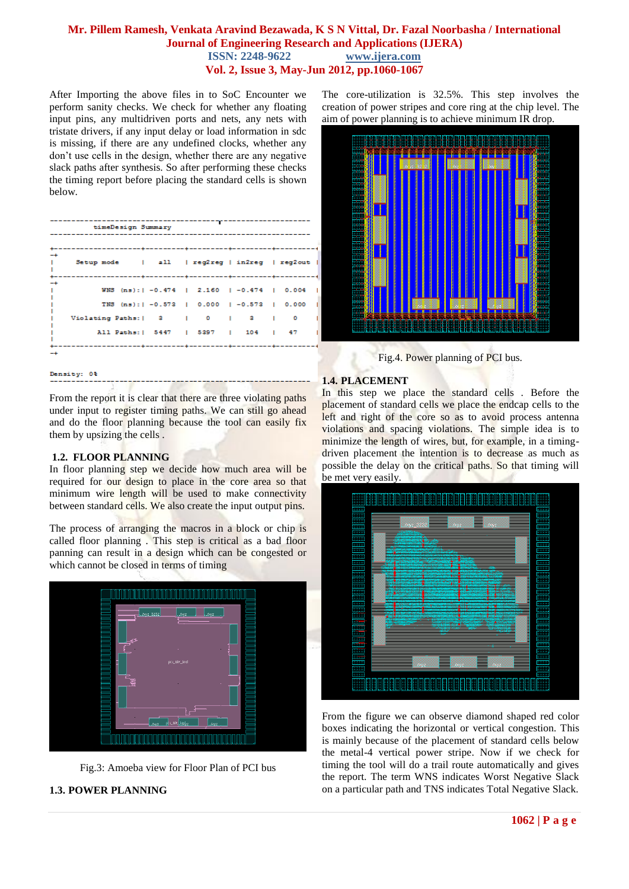After Importing the above files in to SoC Encounter we perform sanity checks. We check for whether any floating input pins, any multidriven ports and nets, any nets with tristate drivers, if any input delay or load information in sdc is missing, if there are any undefined clocks, whether any don't use cells in the design, whether there are any negative slack paths after synthesis. So after performing these checks the timing report before placing the standard cells is shown below.

```
timeDesign Summary

| Setup mode       |   all   | reg2reg | in2reg  | reg2out |
| WNS (ns):        | -0.474  |  2.160  | -0.474  |  0.004  |
| TNS (ns):        | -0.573  |  0.000  | -0.573  |  0.000  |
| Violating Paths: |    3    |    0    |    3    |    0    |
| All Paths:       |  5447   |  5397   |   104   |   47    |

Density: 0%
```

From the report it is clear that there are three violating paths under input to register timing paths. We can still go ahead and do the floor planning because the tool can easily fix them by upsizing the cells .

## 1.2. FLOOR PLANNING

In floor planning step we decide how much area will be required for our design to place in the core area so that minimum wire length will be used to make connectivity between standard cells. We also create the input output pins.

The process of arranging the macros in a block or chip is called floor planning . This step is critical as a bad floor panning can result in a design which can be congested or which cannot be closed in terms of timing

Fig.3: Amoeba view for Floor Plan of PCI bus

## 1.3. POWER PLANNING

The core-utilization is 32.5%. This step involves the creation of power stripes and core ring at the chip level. The aim of power planning is to achieve minimum IR drop.

Fig.4. Power planning of PCI bus.

## 1.4. PLACEMENT

In this step we place the standard cells . Before the placement of standard cells we place the endcap cells to the left and right of the core so as to avoid process antenna violations and spacing violations. The simple idea is to minimize the length of wires, but, for example, in a timing-driven placement the intention is to decrease as much as possible the delay on the critical paths. So that timing will be met very easily.

From the figure we can observe diamond shaped red color boxes indicating the horizontal or vertical congestion. This is mainly because of the placement of standard cells below the metal-4 vertical power stripe. Now if we check for timing the tool will do a trail route automatically and gives the report. The term WNS indicates Worst Negative Slack on a particular path and TNS indicates Total Negative Slack.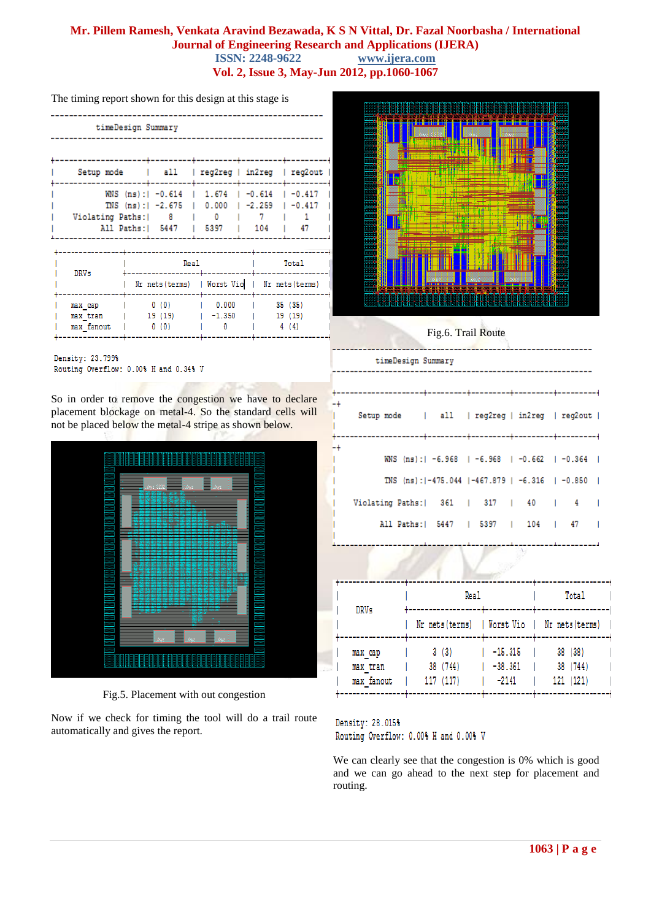The timing report shown for this design at this stage is

```
------------------------------------------------------------
         timeDesign Summary
------------------------------------------------------------

+--------------------+---------+---------+---------+---------+
|     Setup mode     |   all   | reg2reg |  in2reg | reg2out |
+--------------------+---------+---------+---------+---------+
|           WNS (ns):| -0.614  |  1.674  | -0.614  | -0.417  |
|           TNS (ns):| -2.675  |  0.000  | -2.259  | -0.417  |
|    Violating Paths:|    8    |    0    |    7    |    1    |
|          All Paths:|  5447   |  5397   |   104   |   47    |
+--------------------+---------+---------+---------+---------+

+----------------+-------------------------------+------------------+
|                |              Real             |       Total      |
|    DRVs        +------------------+------------+------------------|
|                |  Nr nets(terms)  | Worst Vio  |  Nr nets(terms)  |
+----------------+------------------+------------+------------------|
|   max_cap      |      0 (0)       |   0.000    |     35 (35)      |
|   max_tran     |     19 (19)      |  -1.350    |     19 (19)      |
|   max_fanout   |      0 (0)       |     0      |      4 (4)       |
+----------------+------------------+------------+------------------+

Density: 23.799%
Routing Overflow: 0.00% H and 0.34% V
```

So in order to remove the congestion we have to declare placement blockage on metal-4. So the standard cells will not be placed below the metal-4 stripe as shown below.

Fig.5. Placement with out congestion

Now if we check for timing the tool will do a trail route automatically and gives the report.

Fig.6. Trail Route

```
------------------------------------------------------------
         timeDesign Summary
------------------------------------------------------------

+--------------------+---------+---------+---------+---------+
|     Setup mode     |   all   | reg2reg |  in2reg | reg2out |
+--------------------+---------+---------+---------+---------+
|           WNS (ns):| -6.968  | -6.968  | -0.662  | -0.364  |
|           TNS (ns):|-475.044 |-467.879 | -6.316  | -0.850  |
|    Violating Paths:|   361   |   317   |   40    |    4    |
|          All Paths:|  5447   |  5397   |   104   |   47    |
+--------------------+---------+---------+---------+---------+

+----------------+-------------------------------+------------------+
|                |              Real             |       Total      |
|    DRVs        +------------------+------------+------------------|
|                |  Nr nets(terms)  | Worst Vio  |  Nr nets(terms)  |
+----------------+------------------+------------+------------------|
|   max_cap      |      3 (3)       |  -15.315   |     38 (38)      |
|   max_tran     |     38 (744)     |  -38.361   |     38 (744)     |
|   max_fanout   |    117 (117)     |   -2141    |    121 (121)     |
+----------------+------------------+------------+------------------+

Density: 28.015%
Routing Overflow: 0.00% H and 0.00% V
```

We can clearly see that the congestion is 0% which is good and we can go ahead to the next step for placement and routing.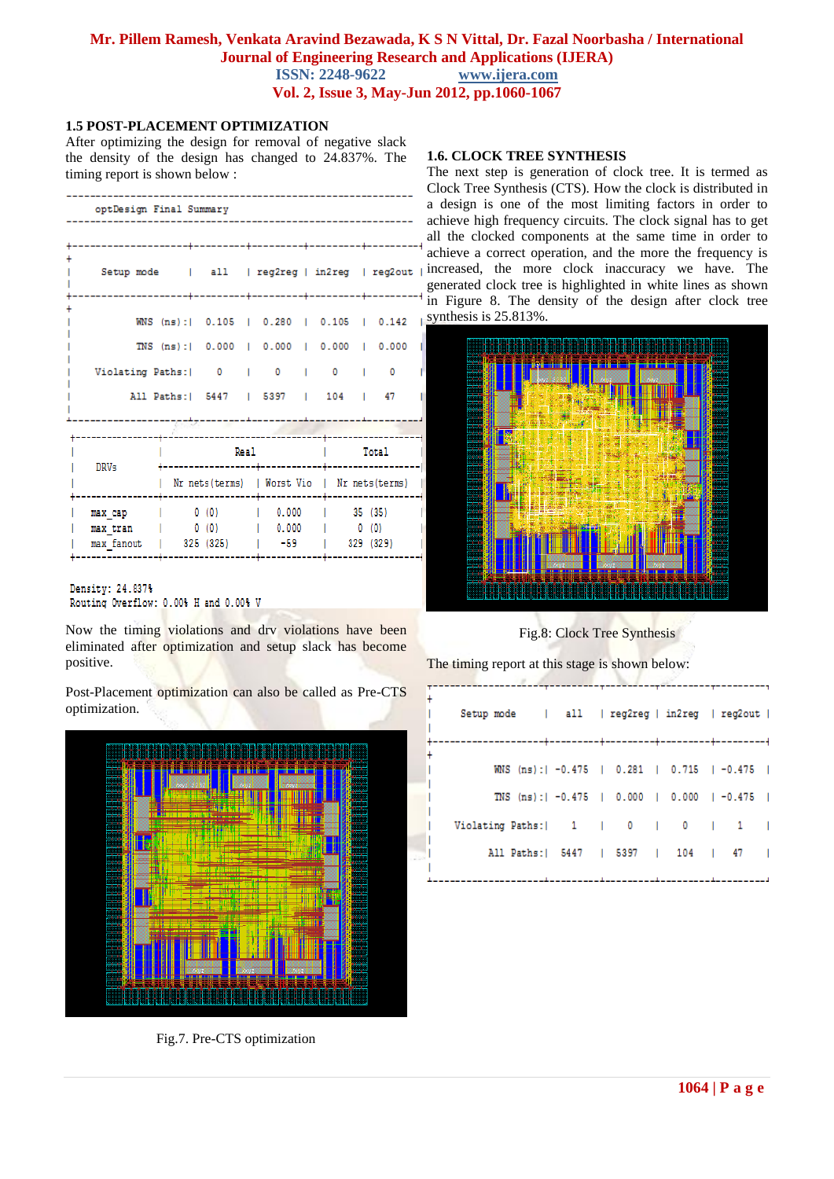### 1.5 POST-PLACEMENT OPTIMIZATION

After optimizing the design for removal of negative slack the density of the design has changed to 24.837%. The timing report is shown below :

optDesign Final Summary

| Setup mode | all | reg2reg | in2reg | reg2out |
|---|---|---|---|---|
| WNS (ns): | 0.105 | 0.280 | 0.105 | 0.142 |
| TNS (ns): | 0.000 | 0.000 | 0.000 | 0.000 |
| Violating Paths: | 0 | 0 | 0 | 0 |
| All Paths: | 5447 | 5397 | 104 | 47 |

| DRVs | Real | | Total |
|---|---|---|---|
| | Nr nets(terms) | Worst Vio | Nr nets(terms) |
| max_cap | 0 (0) | 0.000 | 35 (35) |
| max_tran | 0 (0) | 0.000 | 0 (0) |
| max_fanout | 325 (325) | -59 | 329 (329) |

Density: 24.837%
Routing Overflow: 0.00% H and 0.00% V

Now the timing violations and drv violations have been eliminated after optimization and setup slack has become positive.

Post-Placement optimization can also be called as Pre-CTS optimization.

Fig.7. Pre-CTS optimization

### 1.6. CLOCK TREE SYNTHESIS

The next step is generation of clock tree. It is termed as Clock Tree Synthesis (CTS). How the clock is distributed in a design is one of the most limiting factors in order to achieve high frequency circuits. The clock signal has to get all the clocked components at the same time in order to achieve a correct operation, and the more the frequency is increased, the more clock inaccuracy we have. The generated clock tree is highlighted in white lines as shown in Figure 8. The density of the design after clock tree synthesis is 25.813%.

Fig.8: Clock Tree Synthesis

The timing report at this stage is shown below:

| Setup mode | all | reg2reg | in2reg | reg2out |
|---|---|---|---|---|
| WNS (ns): | -0.475 | 0.281 | 0.715 | -0.475 |
| TNS (ns): | -0.475 | 0.000 | 0.000 | -0.475 |
| Violating Paths: | 1 | 0 | 0 | 1 |
| All Paths: | 5447 | 5397 | 104 | 47 |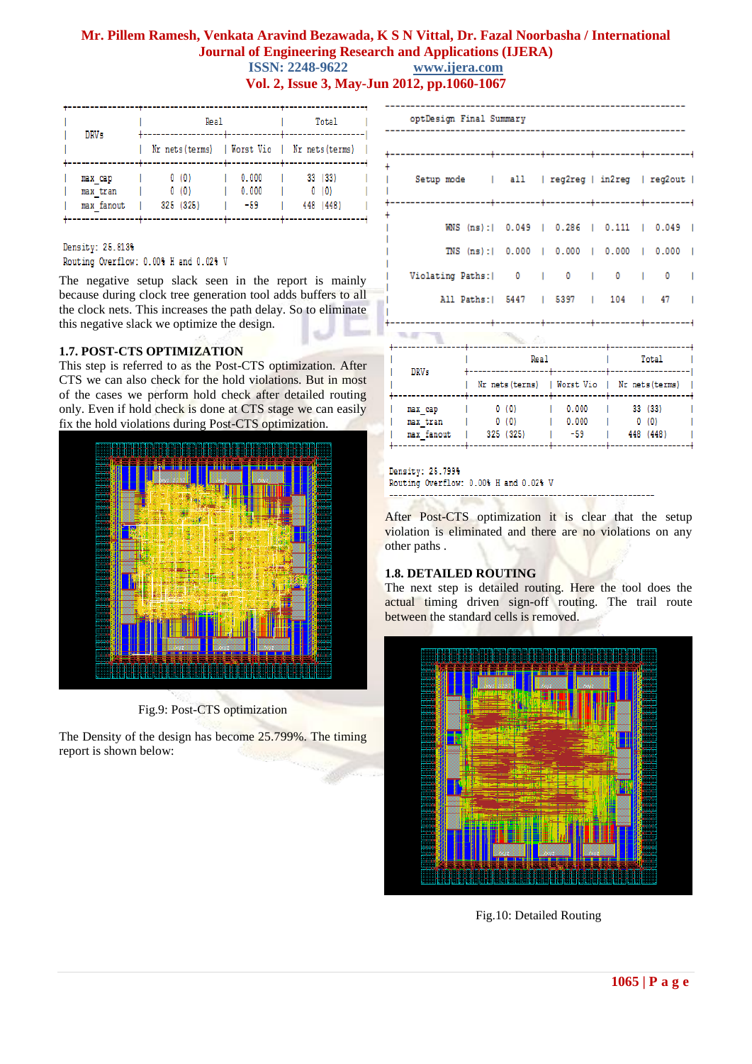| DRVs | Real | | Total |
|---|---|---|---|
| | Nr nets(terms) | Worst Vio | Nr nets(terms) |
| max_cap | 0 (0) | 0.000 | 33 (33) |
| max_tran | 0 (0) | 0.000 | 0 (0) |
| max_fanout | 325 (325) | -59 | 448 (448) |

Density: 25.813%
Routing Overflow: 0.00% H and 0.02% V

The negative setup slack seen in the report is mainly because during clock tree generation tool adds buffers to all the clock nets. This increases the path delay. So to eliminate this negative slack we optimize the design.

### 1.7. POST-CTS OPTIMIZATION

This step is referred to as the Post-CTS optimization. After CTS we can also check for the hold violations. But in most of the cases we perform hold check after detailed routing only. Even if hold check is done at CTS stage we can easily fix the hold violations during Post-CTS optimization.

Fig.9: Post-CTS optimization

The Density of the design has become 25.799%. The timing report is shown below:

optDesign Final Summary

| Setup mode | all | reg2reg | in2reg | reg2out |
|---|---|---|---|---|
| WNS (ns): | 0.049 | 0.286 | 0.111 | 0.049 |
| TNS (ns): | 0.000 | 0.000 | 0.000 | 0.000 |
| Violating Paths: | 0 | 0 | 0 | 0 |
| All Paths: | 5447 | 5397 | 104 | 47 |

| DRVs | Real | | Total |
|---|---|---|---|
| | Nr nets(terms) | Worst Vio | Nr nets(terms) |
| max_cap | 0 (0) | 0.000 | 33 (33) |
| max_tran | 0 (0) | 0.000 | 0 (0) |
| max_fanout | 325 (325) | -59 | 448 (448) |

Density: 25.799%
Routing Overflow: 0.00% H and 0.02% V

After Post-CTS optimization it is clear that the setup violation is eliminated and there are no violations on any other paths .

### 1.8. DETAILED ROUTING

The next step is detailed routing. Here the tool does the actual timing driven sign-off routing. The trail route between the standard cells is removed.

Fig.10: Detailed Routing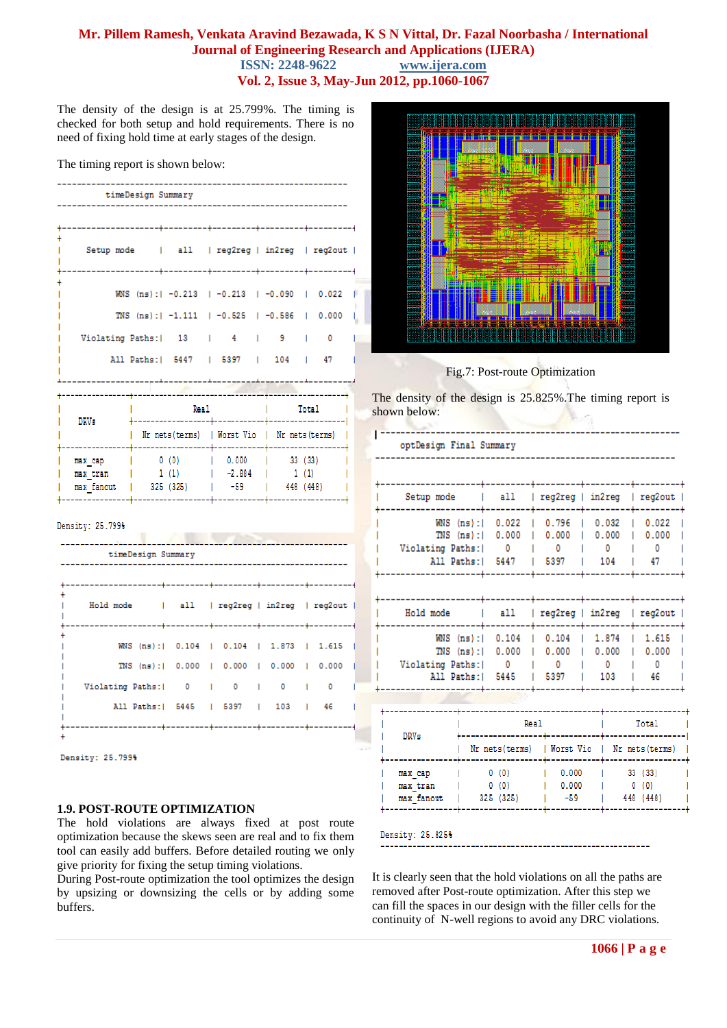The density of the design is at 25.799%. The timing is checked for both setup and hold requirements. There is no need of fixing hold time at early stages of the design.

The timing report is shown below:

timeDesign Summary

| Setup mode | all | reg2reg | in2reg | reg2out |
|---|---|---|---|---|
| WNS (ns): | -0.213 | -0.213 | -0.090 | 0.022 |
| TNS (ns): | -1.111 | -0.525 | -0.586 | 0.000 |
| Violating Paths: | 13 | 4 | 9 | 0 |
| All Paths: | 5447 | 5397 | 104 | 47 |

| DRVs | Real | | Total |
|---|---|---|---|
| | Nr nets(terms) | Worst Vio | Nr nets(terms) |
| max_cap | 0 (0) | 0.000 | 33 (33) |
| max_tran | 1 (1) | -2.884 | 1 (1) |
| max_fanout | 325 (325) | -59 | 448 (448) |

Density: 25.799%

timeDesign Summary

| Hold mode | all | reg2reg | in2reg | reg2out |
|---|---|---|---|---|
| WNS (ns): | 0.104 | 0.104 | 1.873 | 1.615 |
| TNS (ns): | 0.000 | 0.000 | 0.000 | 0.000 |
| Violating Paths: | 0 | 0 | 0 | 0 |
| All Paths: | 5445 | 5397 | 103 | 46 |

Density: 25.799%

## 1.9. POST-ROUTE OPTIMIZATION

The hold violations are always fixed at post route optimization because the skews seen are real and to fix them tool can easily add buffers. Before detailed routing we only give priority for fixing the setup timing violations.

During Post-route optimization the tool optimizes the design by upsizing or downsizing the cells or by adding some buffers.

Fig.7: Post-route Optimization

The density of the design is 25.825%.The timing report is shown below:

optDesign Final Summary

| Setup mode | all | reg2reg | in2reg | reg2out |
|---|---|---|---|---|
| WNS (ns): | 0.022 | 0.796 | 0.032 | 0.022 |
| TNS (ns): | 0.000 | 0.000 | 0.000 | 0.000 |
| Violating Paths: | 0 | 0 | 0 | 0 |
| All Paths: | 5447 | 5397 | 104 | 47 |

| Hold mode | all | reg2reg | in2reg | reg2out |
|---|---|---|---|---|
| WNS (ns): | 0.104 | 0.104 | 1.874 | 1.615 |
| TNS (ns): | 0.000 | 0.000 | 0.000 | 0.000 |
| Violating Paths: | 0 | 0 | 0 | 0 |
| All Paths: | 5445 | 5397 | 103 | 46 |

| DRVs | Real | | Total |
|---|---|---|---|
| | Nr nets(terms) | Worst Vio | Nr nets(terms) |
| max_cap | 0 (0) | 0.000 | 33 (33) |
| max_tran | 0 (0) | 0.000 | 0 (0) |
| max_fanout | 325 (325) | -59 | 448 (448) |

Density: 25.825%

It is clearly seen that the hold violations on all the paths are removed after Post-route optimization. After this step we can fill the spaces in our design with the filler cells for the continuity of N-well regions to avoid any DRC violations.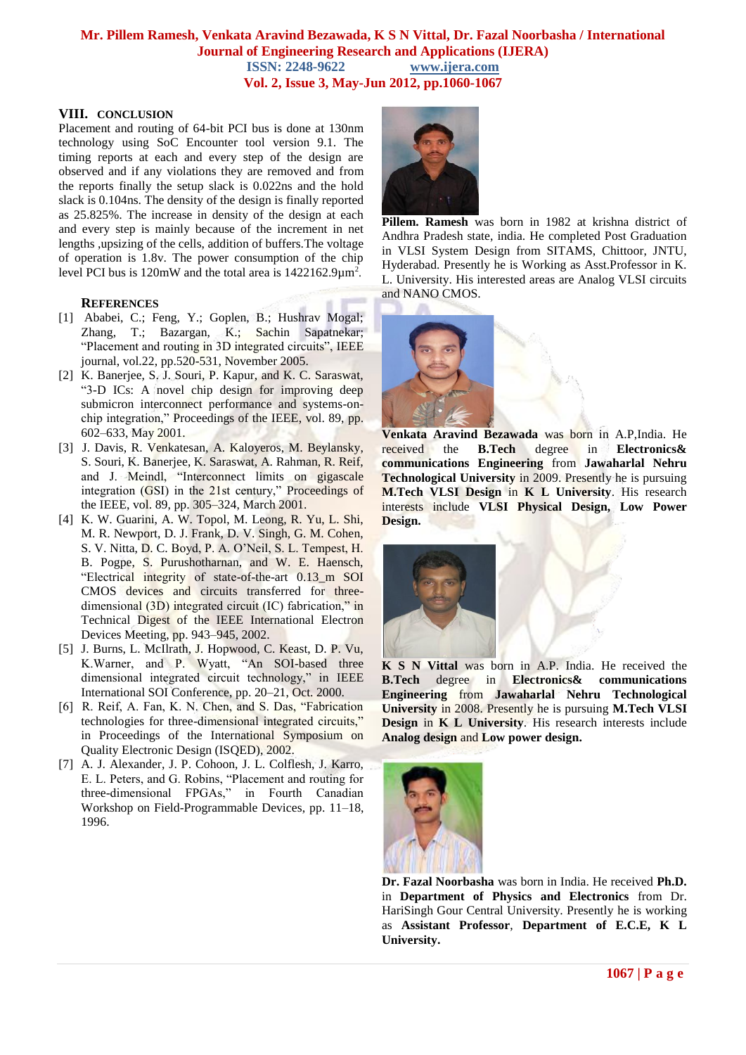## VIII. CONCLUSION

Placement and routing of 64-bit PCI bus is done at 130nm technology using SoC Encounter tool version 9.1. The timing reports at each and every step of the design are observed and if any violations they are removed and from the reports finally the setup slack is 0.022ns and the hold slack is 0.104ns. The density of the design is finally reported as 25.825%. The increase in density of the design at each and every step is mainly because of the increment in net lengths ,upsizing of the cells, addition of buffers.The voltage of operation is 1.8v. The power consumption of the chip level PCI bus is 120mW and the total area is 1422162.9µm$^2$.

## REFERENCES

[1] Ababei, C.; Feng, Y.; Goplen, B.; Hushrav Mogal; Zhang, T.; Bazargan, K.; Sachin Sapatnekar; "Placement and routing in 3D integrated circuits", IEEE journal, vol.22, pp.520-531, November 2005.

[2] K. Banerjee, S. J. Souri, P. Kapur, and K. C. Saraswat, "3-D ICs: A novel chip design for improving deep submicron interconnect performance and systems-on-chip integration," Proceedings of the IEEE, vol. 89, pp. 602–633, May 2001.

[3] J. Davis, R. Venkatesan, A. Kaloyeros, M. Beylansky, S. Souri, K. Banerjee, K. Saraswat, A. Rahman, R. Reif, and J. Meindl, "Interconnect limits on gigascale integration (GSI) in the 21st century," Proceedings of the IEEE, vol. 89, pp. 305–324, March 2001.

[4] K. W. Guarini, A. W. Topol, M. Leong, R. Yu, L. Shi, M. R. Newport, D. J. Frank, D. V. Singh, G. M. Cohen, S. V. Nitta, D. C. Boyd, P. A. O'Neil, S. L. Tempest, H. B. Pogpe, S. Purushotharnan, and W. E. Haensch, "Electrical integrity of state-of-the-art 0.13_m SOI CMOS devices and circuits transferred for three-dimensional (3D) integrated circuit (IC) fabrication," in Technical Digest of the IEEE International Electron Devices Meeting, pp. 943–945, 2002.

[5] J. Burns, L. McIlrath, J. Hopwood, C. Keast, D. P. Vu, K.Warner, and P. Wyatt, "An SOI-based three dimensional integrated circuit technology," in IEEE International SOI Conference, pp. 20–21, Oct. 2000.

[6] R. Reif, A. Fan, K. N. Chen, and S. Das, "Fabrication technologies for three-dimensional integrated circuits," in Proceedings of the International Symposium on Quality Electronic Design (ISQED), 2002.

[7] A. J. Alexander, J. P. Cohoon, J. L. Colflesh, J. Karro, E. L. Peters, and G. Robins, "Placement and routing for three-dimensional FPGAs," in Fourth Canadian Workshop on Field-Programmable Devices, pp. 11–18, 1996.

**Pillem. Ramesh** was born in 1982 at krishna district of Andhra Pradesh state, india. He completed Post Graduation in VLSI System Design from SITAMS, Chittoor, JNTU, Hyderabad. Presently he is Working as Asst.Professor in K. L. University. His interested areas are Analog VLSI circuits and NANO CMOS.

**Venkata Aravind Bezawada** was born in A.P,India. He received the **B.Tech** degree in **Electronics& communications Engineering** from **Jawaharlal Nehru Technological University** in 2009. Presently he is pursuing **M.Tech VLSI Design** in **K L University**. His research interests include **VLSI Physical Design, Low Power Design.**

**K S N Vittal** was born in A.P. India. He received the **B.Tech** degree in **Electronics& communications Engineering** from **Jawaharlal Nehru Technological University** in 2008. Presently he is pursuing **M.Tech VLSI Design** in **K L University**. His research interests include **Analog design** and **Low power design.**

**Dr. Fazal Noorbasha** was born in India. He received **Ph.D.** in **Department of Physics and Electronics** from Dr. HariSingh Gour Central University. Presently he is working as **Assistant Professor**, **Department of E.C.E, K L University.**